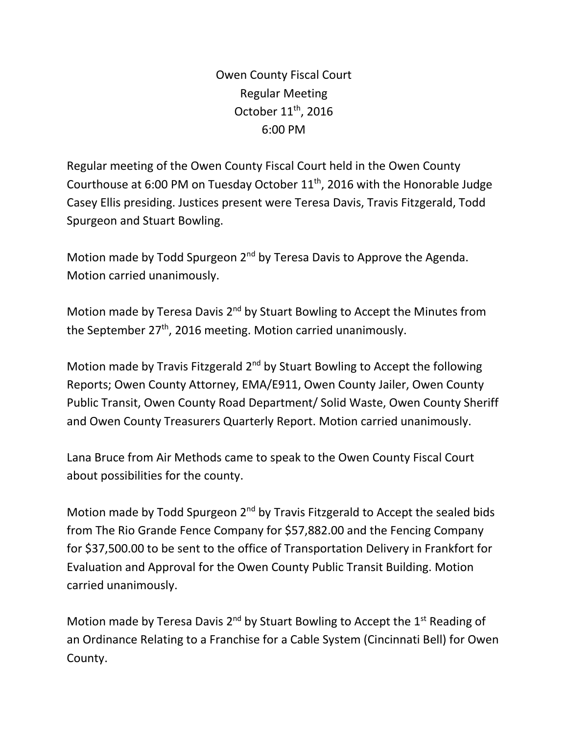# Owen County Fiscal Court
## Regular Meeting
## October 11th, 2016
## 6:00 PM

Regular meeting of the Owen County Fiscal Court held in the Owen County Courthouse at 6:00 PM on Tuesday October 11th, 2016 with the Honorable Judge Casey Ellis presiding. Justices present were Teresa Davis, Travis Fitzgerald, Todd Spurgeon and Stuart Bowling.

Motion made by Todd Spurgeon 2nd by Teresa Davis to Approve the Agenda. Motion carried unanimously.

Motion made by Teresa Davis 2nd by Stuart Bowling to Accept the Minutes from the September 27th, 2016 meeting. Motion carried unanimously.

Motion made by Travis Fitzgerald 2nd by Stuart Bowling to Accept the following Reports; Owen County Attorney, EMA/E911, Owen County Jailer, Owen County Public Transit, Owen County Road Department/ Solid Waste, Owen County Sheriff and Owen County Treasurers Quarterly Report. Motion carried unanimously.

Lana Bruce from Air Methods came to speak to the Owen County Fiscal Court about possibilities for the county.

Motion made by Todd Spurgeon 2nd by Travis Fitzgerald to Accept the sealed bids from The Rio Grande Fence Company for $57,882.00 and the Fencing Company for $37,500.00 to be sent to the office of Transportation Delivery in Frankfort for Evaluation and Approval for the Owen County Public Transit Building. Motion carried unanimously.

Motion made by Teresa Davis 2nd by Stuart Bowling to Accept the 1st Reading of an Ordinance Relating to a Franchise for a Cable System (Cincinnati Bell) for Owen County.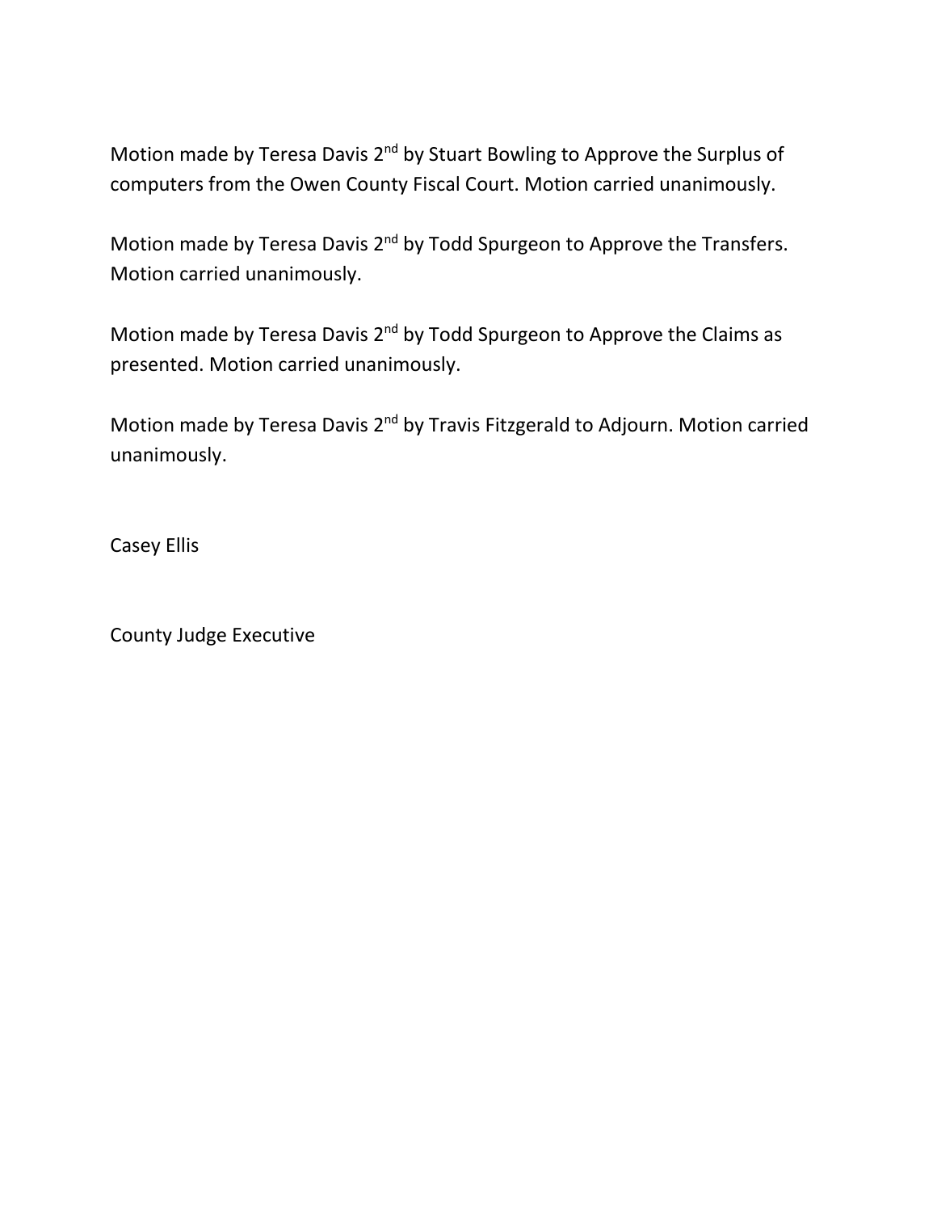Motion made by Teresa Davis 2nd by Stuart Bowling to Approve the Surplus of computers from the Owen County Fiscal Court. Motion carried unanimously.

Motion made by Teresa Davis 2nd by Todd Spurgeon to Approve the Transfers. Motion carried unanimously.

Motion made by Teresa Davis 2nd by Todd Spurgeon to Approve the Claims as presented. Motion carried unanimously.

Motion made by Teresa Davis 2nd by Travis Fitzgerald to Adjourn. Motion carried unanimously.

Casey Ellis

County Judge Executive